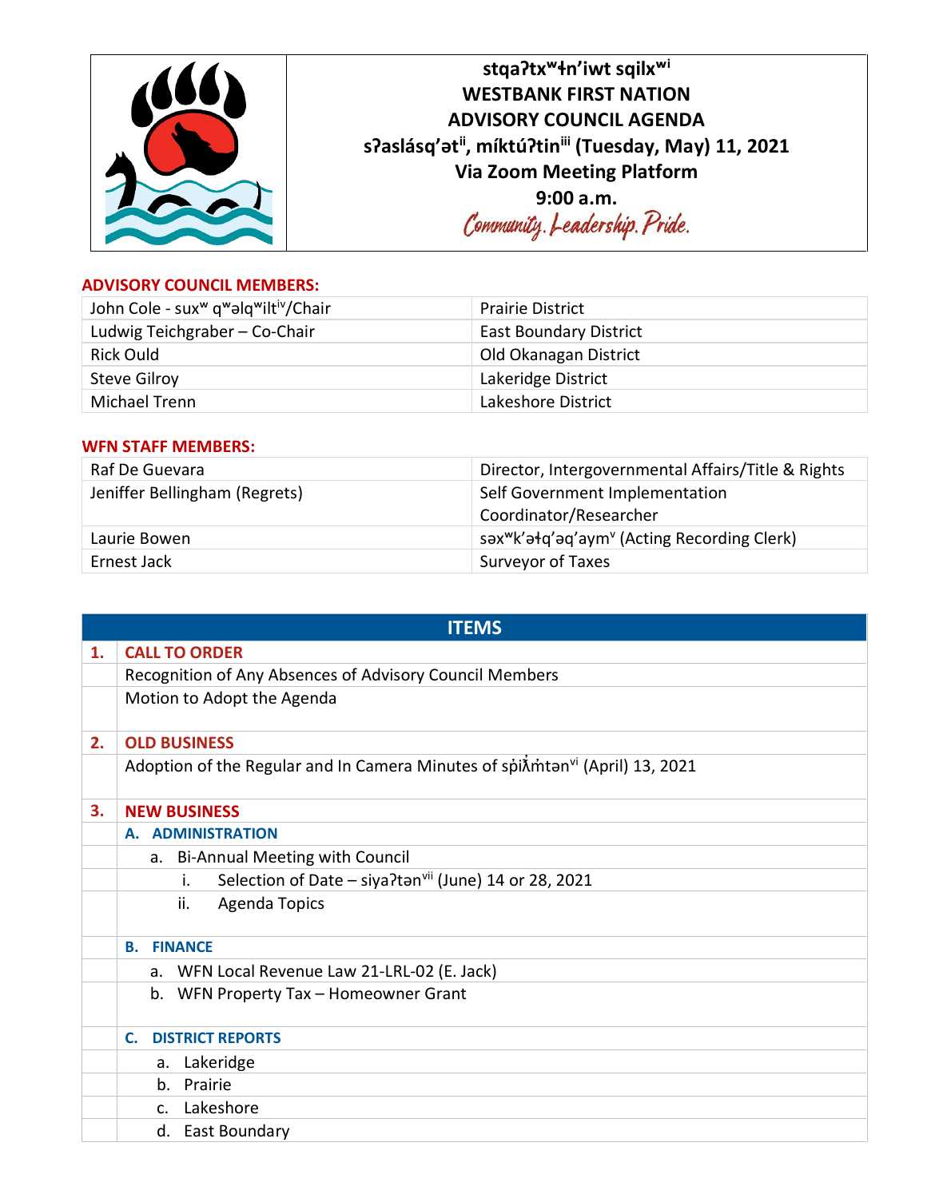# stqaʔtxʷɬn’iwt sqilxʷ[i]

# WESTBANK FIRST NATION

# ADVISORY COUNCIL AGENDA

**sʔaslásq’ət[ii], míktúʔtin[iii] (Tuesday, May) 11, 2021**

**Via Zoom Meeting Platform**

**9:00 a.m.**

*Community. Leadership. Pride.*

## ADVISORY COUNCIL MEMBERS:

| | |
|---|---|
| John Cole - suxʷ qʷəlqʷilt[iv]/Chair | Prairie District |
| Ludwig Teichgraber – Co-Chair | East Boundary District |
| Rick Ould | Old Okanagan District |
| Steve Gilroy | Lakeridge District |
| Michael Trenn | Lakeshore District |

## WFN STAFF MEMBERS:

| | |
|---|---|
| Raf De Guevara | Director, Intergovernmental Affairs/Title & Rights |
| Jeniffer Bellingham (Regrets) | Self Government Implementation Coordinator/Researcher |
| Laurie Bowen | səxʷk’əɬq’əq’aym[v] (Acting Recording Clerk) |
| Ernest Jack | Surveyor of Taxes |

| | ITEMS |
|---|---|
| **1.** | **CALL TO ORDER** |
| | Recognition of Any Absences of Advisory Council Members |
| | Motion to Adopt the Agenda |
| **2.** | **OLD BUSINESS** |
| | Adoption of the Regular and In Camera Minutes of sp̓iƛ̓m̓tən[vi] (April) 13, 2021 |
| **3.** | **NEW BUSINESS** |
| | **A. ADMINISTRATION** |
| | a. Bi-Annual Meeting with Council |
| | i. Selection of Date – siyaʔtən[vii] (June) 14 or 28, 2021 |
| | ii. Agenda Topics |
| | **B. FINANCE** |
| | a. WFN Local Revenue Law 21-LRL-02 (E. Jack) |
| | b. WFN Property Tax – Homeowner Grant |
| | **C. DISTRICT REPORTS** |
| | a. Lakeridge |
| | b. Prairie |
| | c. Lakeshore |
| | d. East Boundary |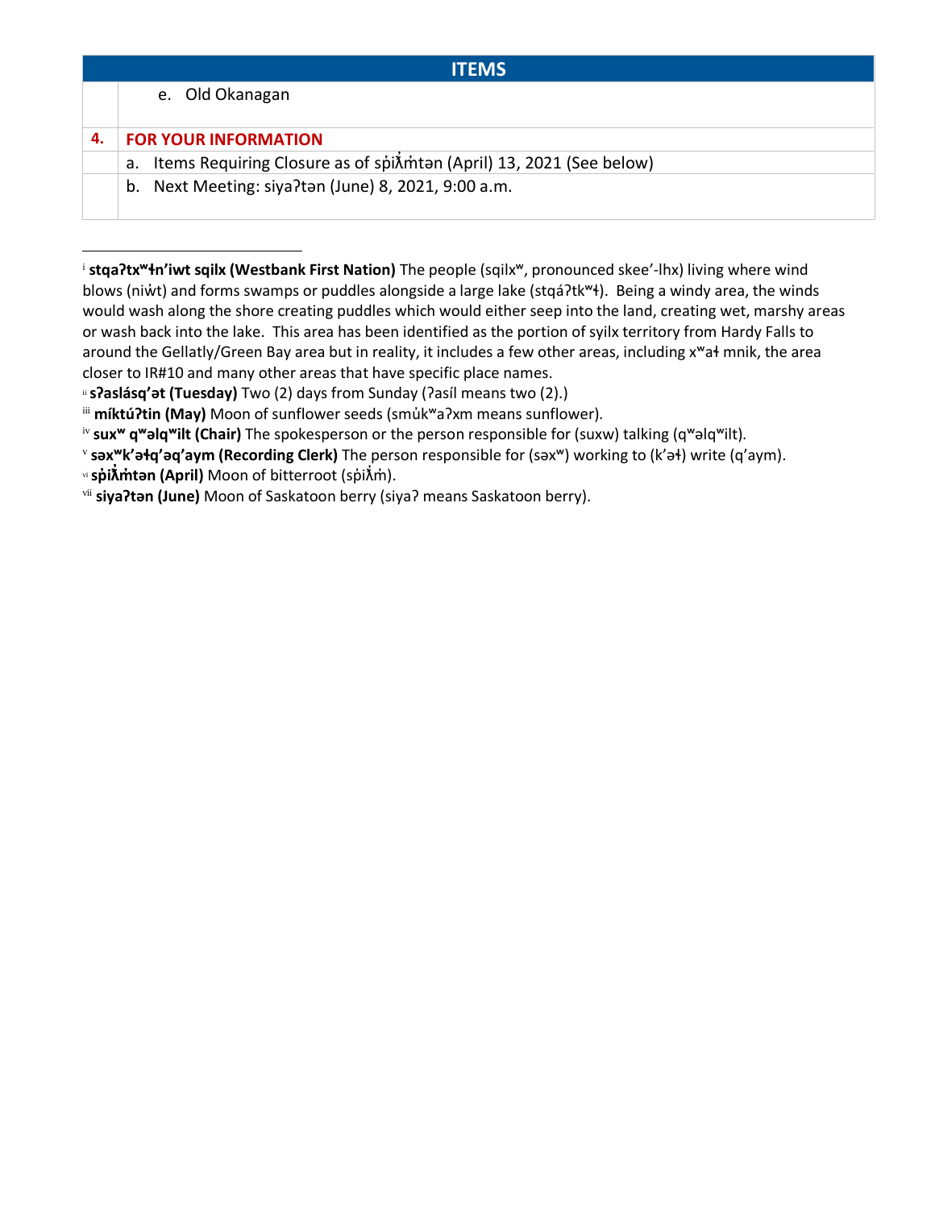| | ITEMS |
|---|---|
| | e. Old Okanagan |
| **4.** | **FOR YOUR INFORMATION** |
| | a. Items Requiring Closure as of sp̓iƛ̓m̓tən (April) 13, 2021 (See below) |
| | b. Next Meeting: siyaʔtən (June) 8, 2021, 9:00 a.m. |

---

[i] **stqaʔtxʷɬn'iwt sqilx (Westbank First Nation)** The people (sqilxʷ, pronounced skee'-lhx) living where wind blows (niw̓t) and forms swamps or puddles alongside a large lake (stqáʔtkʷɬ). Being a windy area, the winds would wash along the shore creating puddles which would either seep into the land, creating wet, marshy areas or wash back into the lake. This area has been identified as the portion of syilx territory from Hardy Falls to around the Gellatly/Green Bay area but in reality, it includes a few other areas, including xʷaɬ mnik, the area closer to IR#10 and many other areas that have specific place names.

[ii] **sʔaslásq'ət (Tuesday)** Two (2) days from Sunday (ʔasíl means two (2).)

[iii] **míktúʔtin (May)** Moon of sunflower seeds (smu̓kʷaʔxm means sunflower).

[iv] **suxʷ qʷəlqʷilt (Chair)** The spokesperson or the person responsible for (suxw) talking (qʷəlqʷilt).

[v] **səxʷk'əɬq'əq'aym (Recording Clerk)** The person responsible for (səxʷ) working to (k'əɬ) write (q'aym).

[vi] **sp̓iƛ̓m̓tən (April)** Moon of bitterroot (sp̓iƛ̓m̓).

[vii] **siyaʔtən (June)** Moon of Saskatoon berry (siyaʔ means Saskatoon berry).